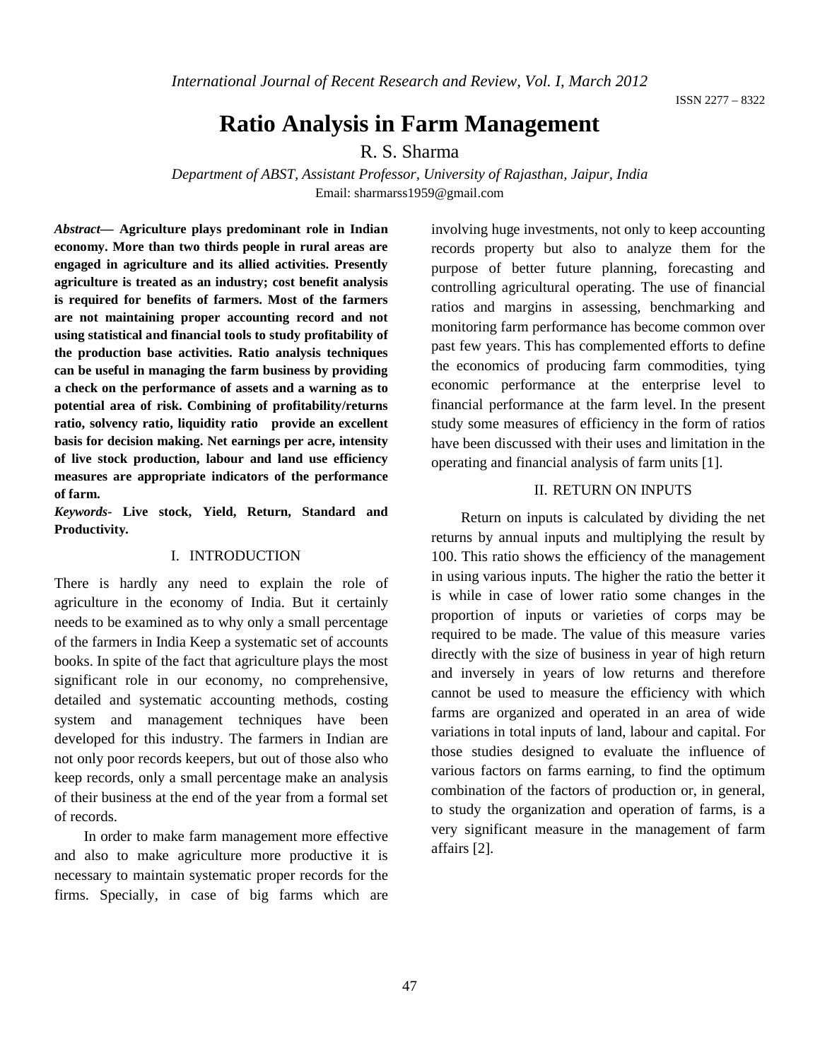# Ratio Analysis in Farm Management

R. S. Sharma

*Department of ABST, Assistant Professor, University of Rajasthan, Jaipur, India*

Email: sharmarss1959@gmail.com

***Abstract*— Agriculture plays predominant role in Indian economy. More than two thirds people in rural areas are engaged in agriculture and its allied activities. Presently agriculture is treated as an industry; cost benefit analysis is required for benefits of farmers. Most of the farmers are not maintaining proper accounting record and not using statistical and financial tools to study profitability of the production base activities. Ratio analysis techniques can be useful in managing the farm business by providing a check on the performance of assets and a warning as to potential area of risk. Combining of profitability/returns ratio, solvency ratio, liquidity ratio provide an excellent basis for decision making. Net earnings per acre, intensity of live stock production, labour and land use efficiency measures are appropriate indicators of the performance of farm.**

***Keywords*- Live stock, Yield, Return, Standard and Productivity.**

## I. INTRODUCTION

There is hardly any need to explain the role of agriculture in the economy of India. But it certainly needs to be examined as to why only a small percentage of the farmers in India Keep a systematic set of accounts books. In spite of the fact that agriculture plays the most significant role in our economy, no comprehensive, detailed and systematic accounting methods, costing system and management techniques have been developed for this industry. The farmers in Indian are not only poor records keepers, but out of those also who keep records, only a small percentage make an analysis of their business at the end of the year from a formal set of records.

In order to make farm management more effective and also to make agriculture more productive it is necessary to maintain systematic proper records for the firms. Specially, in case of big farms which are involving huge investments, not only to keep accounting records property but also to analyze them for the purpose of better future planning, forecasting and controlling agricultural operating. The use of financial ratios and margins in assessing, benchmarking and monitoring farm performance has become common over past few years. This has complemented efforts to define the economics of producing farm commodities, tying economic performance at the enterprise level to financial performance at the farm level. In the present study some measures of efficiency in the form of ratios have been discussed with their uses and limitation in the operating and financial analysis of farm units [1].

## II. RETURN ON INPUTS

Return on inputs is calculated by dividing the net returns by annual inputs and multiplying the result by 100. This ratio shows the efficiency of the management in using various inputs. The higher the ratio the better it is while in case of lower ratio some changes in the proportion of inputs or varieties of corps may be required to be made. The value of this measure varies directly with the size of business in year of high return and inversely in years of low returns and therefore cannot be used to measure the efficiency with which farms are organized and operated in an area of wide variations in total inputs of land, labour and capital. For those studies designed to evaluate the influence of various factors on farms earning, to find the optimum combination of the factors of production or, in general, to study the organization and operation of farms, is a very significant measure in the management of farm affairs [2].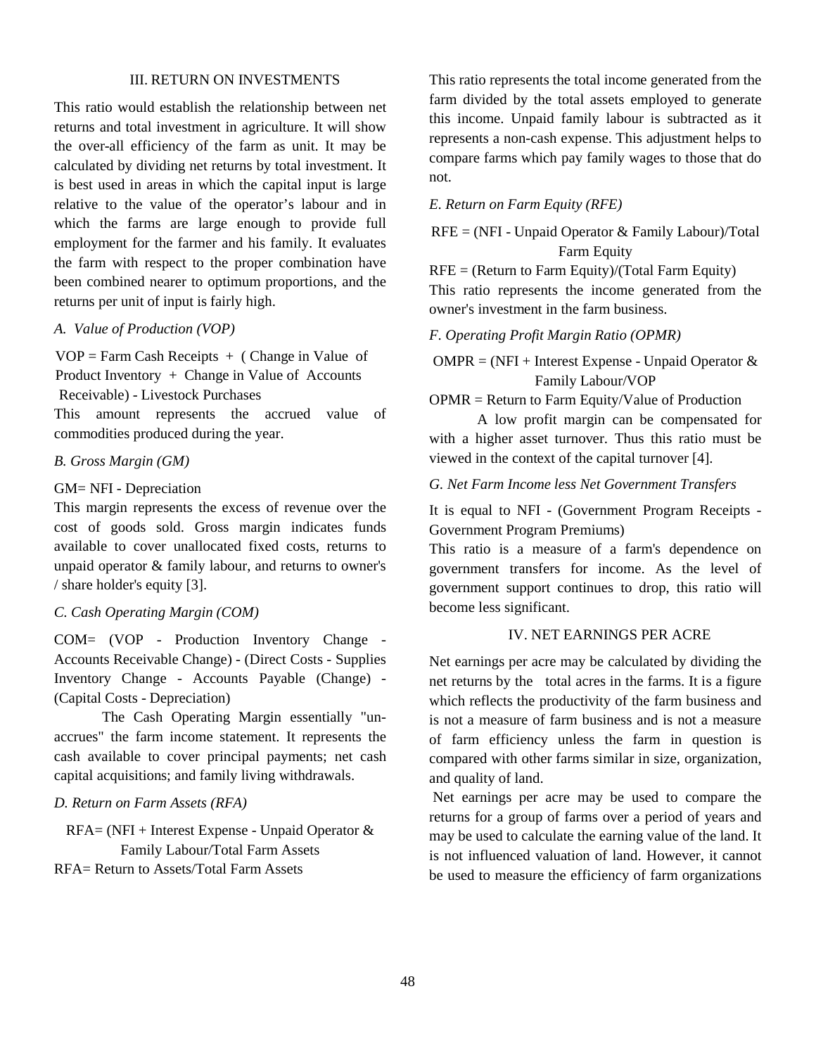## III. RETURN ON INVESTMENTS

This ratio would establish the relationship between net returns and total investment in agriculture. It will show the over-all efficiency of the farm as unit. It may be calculated by dividing net returns by total investment. It is best used in areas in which the capital input is large relative to the value of the operator's labour and in which the farms are large enough to provide full employment for the farmer and his family. It evaluates the farm with respect to the proper combination have been combined nearer to optimum proportions, and the returns per unit of input is fairly high.

### *A. Value of Production (VOP)*

VOP = Farm Cash Receipts + ( Change in Value of Product Inventory + Change in Value of Accounts Receivable) - Livestock Purchases

This amount represents the accrued value of commodities produced during the year.

### *B. Gross Margin (GM)*

GM= NFI - Depreciation

This margin represents the excess of revenue over the cost of goods sold. Gross margin indicates funds available to cover unallocated fixed costs, returns to unpaid operator & family labour, and returns to owner's / share holder's equity [3].

### *C. Cash Operating Margin (COM)*

COM= (VOP - Production Inventory Change - Accounts Receivable Change) - (Direct Costs - Supplies Inventory Change - Accounts Payable (Change) - (Capital Costs - Depreciation)

The Cash Operating Margin essentially "un-accrues" the farm income statement. It represents the cash available to cover principal payments; net cash capital acquisitions; and family living withdrawals.

### *D. Return on Farm Assets (RFA)*

RFA= (NFI + Interest Expense - Unpaid Operator & Family Labour/Total Farm Assets

RFA= Return to Assets/Total Farm Assets

This ratio represents the total income generated from the farm divided by the total assets employed to generate this income. Unpaid family labour is subtracted as it represents a non-cash expense. This adjustment helps to compare farms which pay family wages to those that do not.

### *E. Return on Farm Equity (RFE)*

RFE = (NFI - Unpaid Operator & Family Labour)/Total Farm Equity

RFE = (Return to Farm Equity)/(Total Farm Equity)

This ratio represents the income generated from the owner's investment in the farm business.

### *F. Operating Profit Margin Ratio (OPMR)*

OMPR = (NFI + Interest Expense - Unpaid Operator & Family Labour/VOP

OPMR = Return to Farm Equity/Value of Production

A low profit margin can be compensated for with a higher asset turnover. Thus this ratio must be viewed in the context of the capital turnover [4].

### *G. Net Farm Income less Net Government Transfers*

It is equal to NFI - (Government Program Receipts - Government Program Premiums)

This ratio is a measure of a farm's dependence on government transfers for income. As the level of government support continues to drop, this ratio will become less significant.

## IV. NET EARNINGS PER ACRE

Net earnings per acre may be calculated by dividing the net returns by the total acres in the farms. It is a figure which reflects the productivity of the farm business and is not a measure of farm business and is not a measure of farm efficiency unless the farm in question is compared with other farms similar in size, organization, and quality of land.

Net earnings per acre may be used to compare the returns for a group of farms over a period of years and may be used to calculate the earning value of the land. It is not influenced valuation of land. However, it cannot be used to measure the efficiency of farm organizations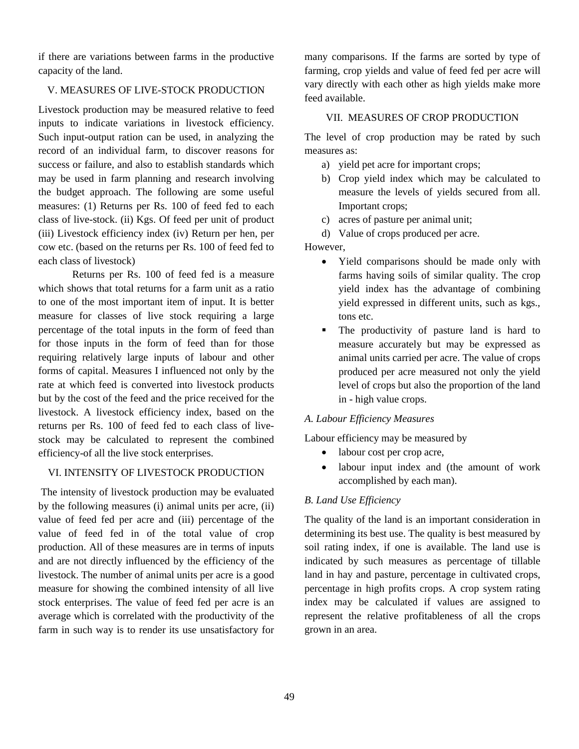if there are variations between farms in the productive capacity of the land.

## V. MEASURES OF LIVE-STOCK PRODUCTION

Livestock production may be measured relative to feed inputs to indicate variations in livestock efficiency. Such input-output ration can be used, in analyzing the record of an individual farm, to discover reasons for success or failure, and also to establish standards which may be used in farm planning and research involving the budget approach. The following are some useful measures: (1) Returns per Rs. 100 of feed fed to each class of live-stock. (ii) Kgs. Of feed per unit of product (iii) Livestock efficiency index (iv) Return per hen, per cow etc. (based on the returns per Rs. 100 of feed fed to each class of livestock)

Returns per Rs. 100 of feed fed is a measure which shows that total returns for a farm unit as a ratio to one of the most important item of input. It is better measure for classes of live stock requiring a large percentage of the total inputs in the form of feed than for those inputs in the form of feed than for those requiring relatively large inputs of labour and other forms of capital. Measures I influenced not only by the rate at which feed is converted into livestock products but by the cost of the feed and the price received for the livestock. A livestock efficiency index, based on the returns per Rs. 100 of feed fed to each class of live-stock may be calculated to represent the combined efficiency-of all the live stock enterprises.

## VI. INTENSITY OF LIVESTOCK PRODUCTION

The intensity of livestock production may be evaluated by the following measures (i) animal units per acre, (ii) value of feed fed per acre and (iii) percentage of the value of feed fed in of the total value of crop production. All of these measures are in terms of inputs and are not directly influenced by the efficiency of the livestock. The number of animal units per acre is a good measure for showing the combined intensity of all live stock enterprises. The value of feed fed per acre is an average which is correlated with the productivity of the farm in such way is to render its use unsatisfactory for many comparisons. If the farms are sorted by type of farming, crop yields and value of feed fed per acre will vary directly with each other as high yields make more feed available.

## VII. MEASURES OF CROP PRODUCTION

The level of crop production may be rated by such measures as:

a) yield pet acre for important crops;
b) Crop yield index which may be calculated to measure the levels of yields secured from all. Important crops;
c) acres of pasture per animal unit;
d) Value of crops produced per acre.

However,

- Yield comparisons should be made only with farms having soils of similar quality. The crop yield index has the advantage of combining yield expressed in different units, such as kgs., tons etc.
- The productivity of pasture land is hard to measure accurately but may be expressed as animal units carried per acre. The value of crops produced per acre measured not only the yield level of crops but also the proportion of the land in - high value crops.

### *A. Labour Efficiency Measures*

Labour efficiency may be measured by

- labour cost per crop acre,
- labour input index and (the amount of work accomplished by each man).

### *B. Land Use Efficiency*

The quality of the land is an important consideration in determining its best use. The quality is best measured by soil rating index, if one is available. The land use is indicated by such measures as percentage of tillable land in hay and pasture, percentage in cultivated crops, percentage in high profits crops. A crop system rating index may be calculated if values are assigned to represent the relative profitableness of all the crops grown in an area.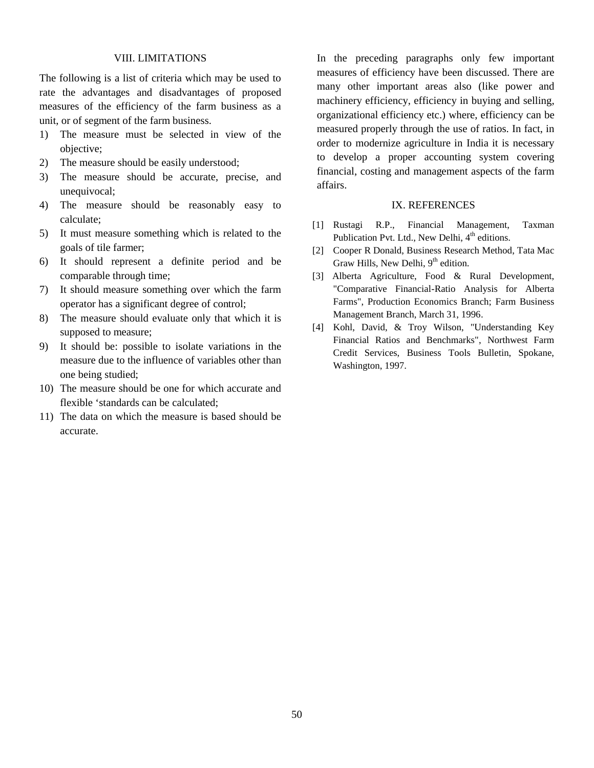## VIII. LIMITATIONS

The following is a list of criteria which may be used to rate the advantages and disadvantages of proposed measures of the efficiency of the farm business as a unit, or of segment of the farm business.

1) The measure must be selected in view of the objective;
2) The measure should be easily understood;
3) The measure should be accurate, precise, and unequivocal;
4) The measure should be reasonably easy to calculate;
5) It must measure something which is related to the goals of tile farmer;
6) It should represent a definite period and be comparable through time;
7) It should measure something over which the farm operator has a significant degree of control;
8) The measure should evaluate only that which it is supposed to measure;
9) It should be: possible to isolate variations in the measure due to the influence of variables other than one being studied;
10) The measure should be one for which accurate and flexible ‘standards can be calculated;
11) The data on which the measure is based should be accurate.

In the preceding paragraphs only few important measures of efficiency have been discussed. There are many other important areas also (like power and machinery efficiency, efficiency in buying and selling, organizational efficiency etc.) where, efficiency can be measured properly through the use of ratios. In fact, in order to modernize agriculture in India it is necessary to develop a proper accounting system covering financial, costing and management aspects of the farm affairs.

## IX. REFERENCES

[1] Rustagi R.P., Financial Management, Taxman Publication Pvt. Ltd., New Delhi, 4th editions.

[2] Cooper R Donald, Business Research Method, Tata Mac Graw Hills, New Delhi, 9th edition.

[3] Alberta Agriculture, Food & Rural Development, "Comparative Financial-Ratio Analysis for Alberta Farms", Production Economics Branch; Farm Business Management Branch, March 31, 1996.

[4] Kohl, David, & Troy Wilson, "Understanding Key Financial Ratios and Benchmarks", Northwest Farm Credit Services, Business Tools Bulletin, Spokane, Washington, 1997.